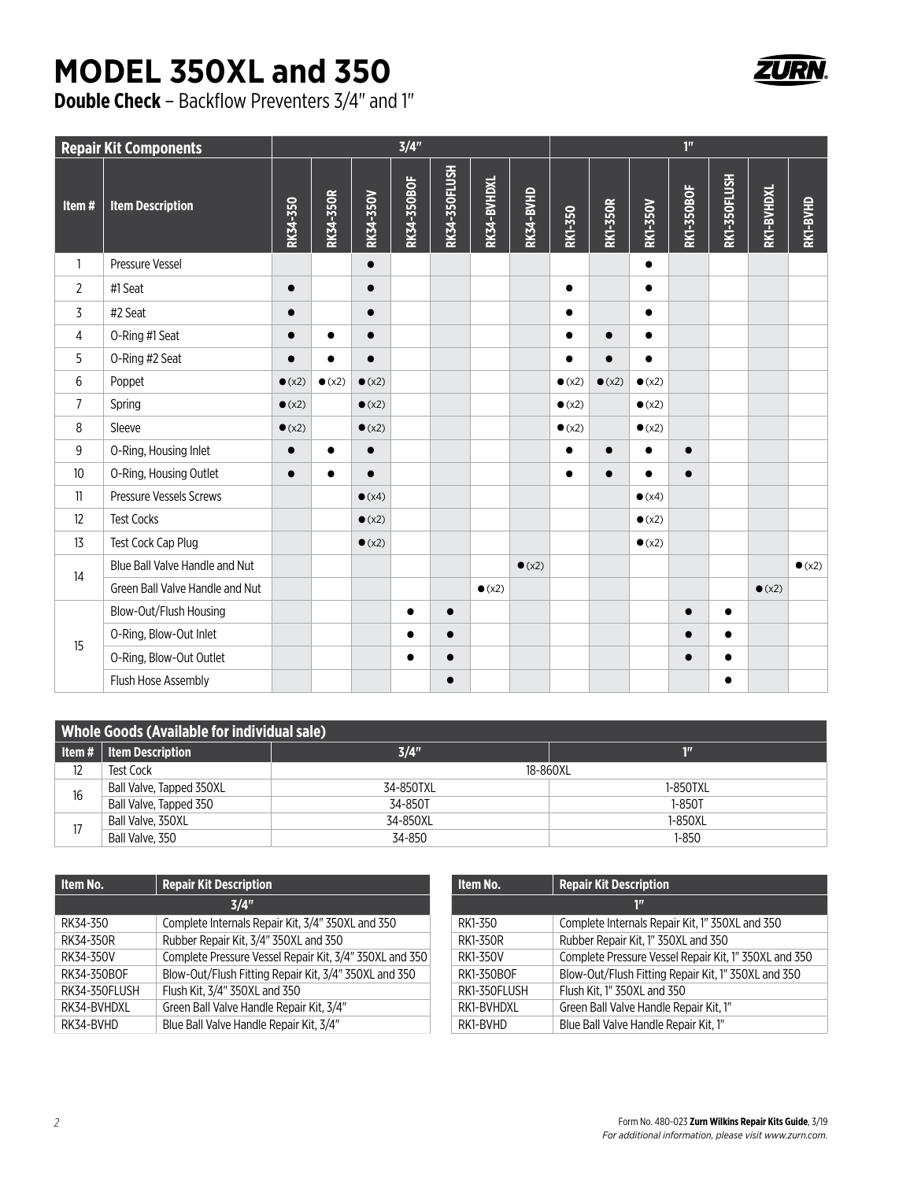# MODEL 350XL and 350

**Double Check** – Backflow Preventers 3/4" and 1"

| Repair Kit Components | | 3/4" | | | | | | | 1" | | | | | | |
|---|---|---|---|---|---|---|---|---|---|---|---|---|---|---|---|
| Item # | Item Description | RK34-350 | RK34-350R | RK34-350V | RK34-350BOF | RK34-350FLUSH | RK34-BVHDXL | RK34-BVHD | RK1-350 | RK1-350R | RK1-350V | RK1-350BOF | RK1-350FLUSH | RK1-BVHDXL | RK1-BVHD |
| 1 | Pressure Vessel | | | ● | | | | | | | ● | | | | |
| 2 | #1 Seat | ● | | ● | | | | | ● | | ● | | | | |
| 3 | #2 Seat | ● | | ● | | | | | ● | | ● | | | | |
| 4 | O-Ring #1 Seat | ● | ● | ● | | | | | ● | ● | ● | | | | |
| 5 | O-Ring #2 Seat | ● | ● | ● | | | | | ● | ● | ● | | | | |
| 6 | Poppet | ● (x2) | ● (x2) | ● (x2) | | | | | ● (x2) | ● (x2) | ● (x2) | | | | |
| 7 | Spring | ● (x2) | | ● (x2) | | | | | ● (x2) | | ● (x2) | | | | |
| 8 | Sleeve | ● (x2) | | ● (x2) | | | | | ● (x2) | | ● (x2) | | | | |
| 9 | O-Ring, Housing Inlet | ● | ● | ● | | | | | ● | ● | ● | ● | | | |
| 10 | O-Ring, Housing Outlet | ● | ● | ● | | | | | ● | ● | ● | ● | | | |
| 11 | Pressure Vessels Screws | | | ● (x4) | | | | | | | ● (x4) | | | | |
| 12 | Test Cocks | | | ● (x2) | | | | | | | ● (x2) | | | | |
| 13 | Test Cock Cap Plug | | | ● (x2) | | | | | | | ● (x2) | | | | |
| 14 | Blue Ball Valve Handle and Nut | | | | | | | ● (x2) | | | | | | | ● (x2) |
| | Green Ball Valve Handle and Nut | | | | | | ● (x2) | | | | | | | ● (x2) | |
| 15 | Blow-Out/Flush Housing | | | | ● | ● | | | | | | ● | ● | | |
| | O-Ring, Blow-Out Inlet | | | | ● | ● | | | | | | ● | ● | | |
| | O-Ring, Blow-Out Outlet | | | | ● | ● | | | | | | ● | ● | | |
| | Flush Hose Assembly | | | | | ● | | | | | | | ● | | |

| Whole Goods (Available for individual sale) | | | |
|---|---|---|---|
| Item # | Item Description | 3/4" | 1" |
| 12 | Test Cock | 18-860XL | |
| 16 | Ball Valve, Tapped 350XL | 34-850TXL | 1-850TXL |
| | Ball Valve, Tapped 350 | 34-850T | 1-850T |
| 17 | Ball Valve, 350XL | 34-850XL | 1-850XL |
| | Ball Valve, 350 | 34-850 | 1-850 |

| Item No. | Repair Kit Description |
|---|---|
| 3/4" | |
| RK34-350 | Complete Internals Repair Kit, 3/4" 350XL and 350 |
| RK34-350R | Rubber Repair Kit, 3/4" 350XL and 350 |
| RK34-350V | Complete Pressure Vessel Repair Kit, 3/4" 350XL and 350 |
| RK34-350BOF | Blow-Out/Flush Fitting Repair Kit, 3/4" 350XL and 350 |
| RK34-350FLUSH | Flush Kit, 3/4" 350XL and 350 |
| RK34-BVHDXL | Green Ball Valve Handle Repair Kit, 3/4" |
| RK34-BVHD | Blue Ball Valve Handle Repair Kit, 3/4" |

| Item No. | Repair Kit Description |
|---|---|
| 1" | |
| RK1-350 | Complete Internals Repair Kit, 1" 350XL and 350 |
| RK1-350R | Rubber Repair Kit, 1" 350XL and 350 |
| RK1-350V | Complete Pressure Vessel Repair Kit, 1" 350XL and 350 |
| RK1-350BOF | Blow-Out/Flush Fitting Repair Kit, 1" 350XL and 350 |
| RK1-350FLUSH | Flush Kit, 1" 350XL and 350 |
| RK1-BVHDXL | Green Ball Valve Handle Repair Kit, 1" |
| RK1-BVHD | Blue Ball Valve Handle Repair Kit, 1" |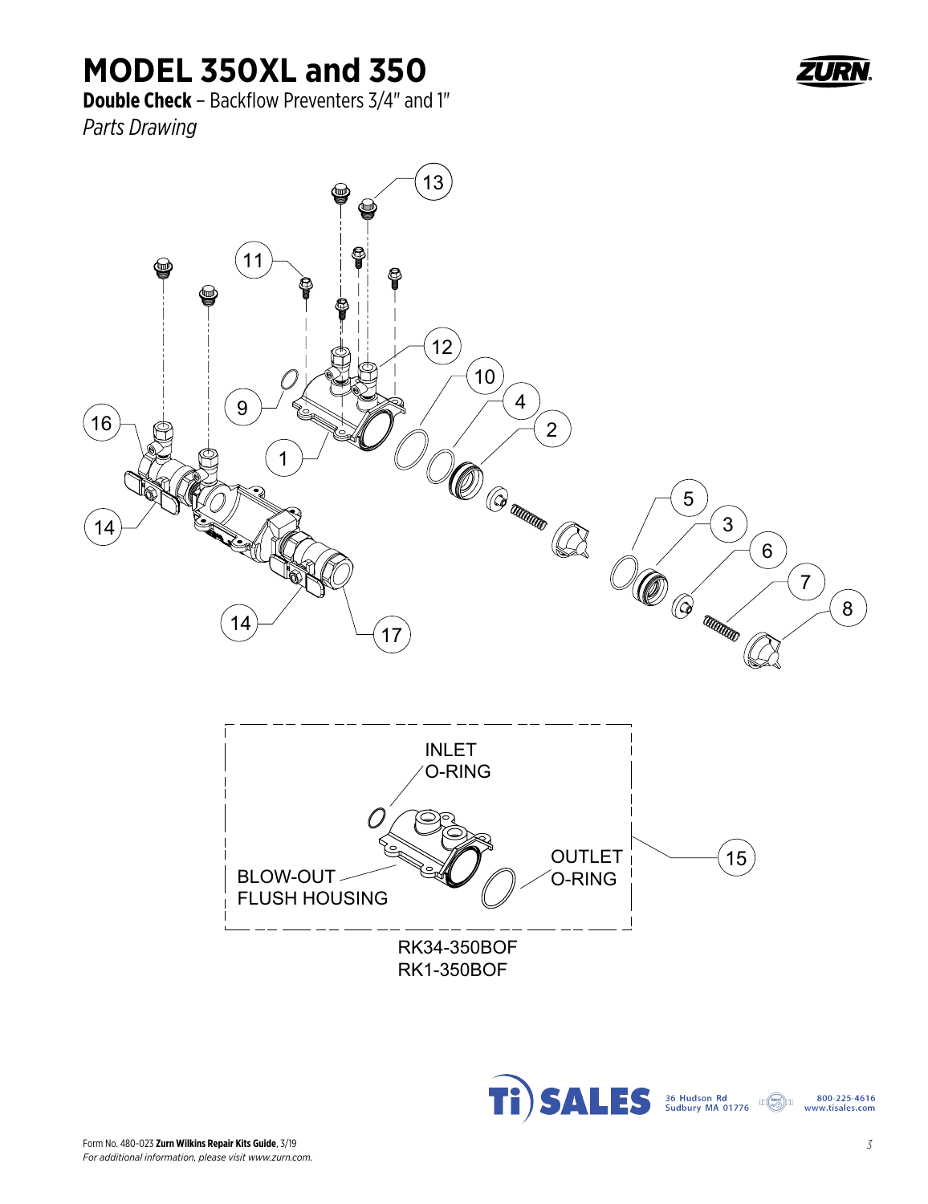# MODEL 350XL and 350

**Double Check** – Backflow Preventers 3/4" and 1"

*Parts Drawing*

13
11
12
10
4
2
9
16
1
5
3
6
14
7
8
14
17

INLET
O-RING

OUTLET
O-RING

BLOW-OUT
FLUSH HOUSING

15

RK34-350BOF
RK1-350BOF

36 Hudson Rd
Sudbury MA 01776

800-225-4616
www.tisales.com

Form No. 480-023 **Zurn Wilkins Repair Kits Guide**, 3/19

*For additional information, please visit www.zurn.com.*